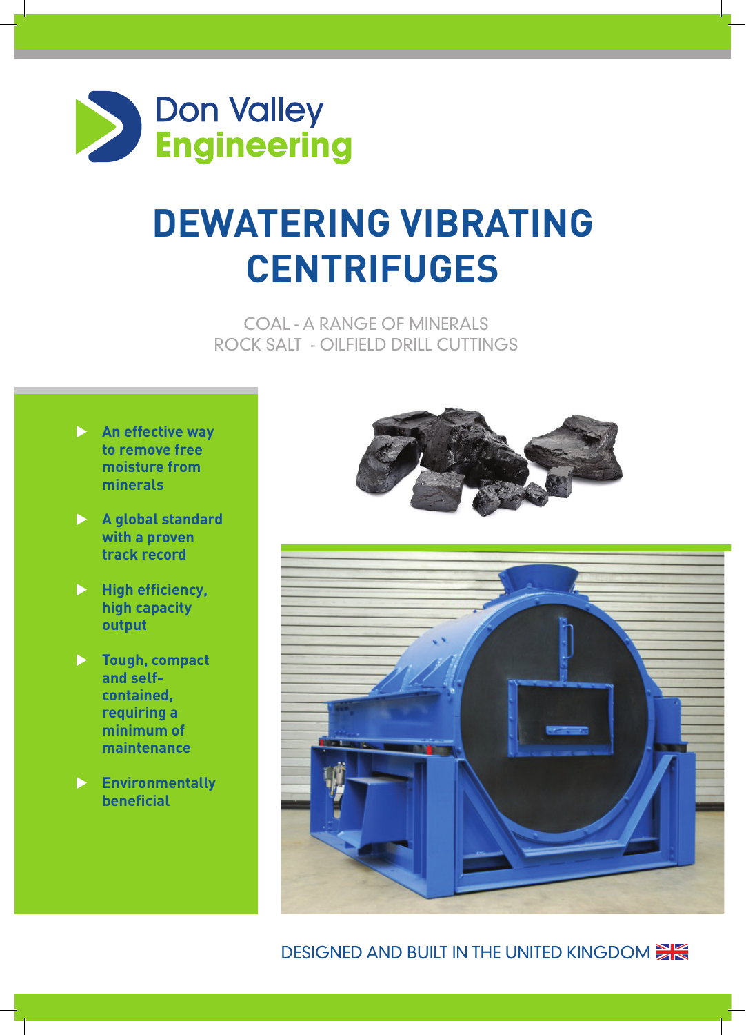Don Valley
Engineering

# DEWATERING VIBRATING CENTRIFUGES

COAL - A RANGE OF MINERALS
ROCK SALT - OILFIELD DRILL CUTTINGS

- **An effective way to remove free moisture from minerals**
- **A global standard with a proven track record**
- **High efficiency, high capacity output**
- **Tough, compact and self-contained, requiring a minimum of maintenance**
- **Environmentally beneficial**

DESIGNED AND BUILT IN THE UNITED KINGDOM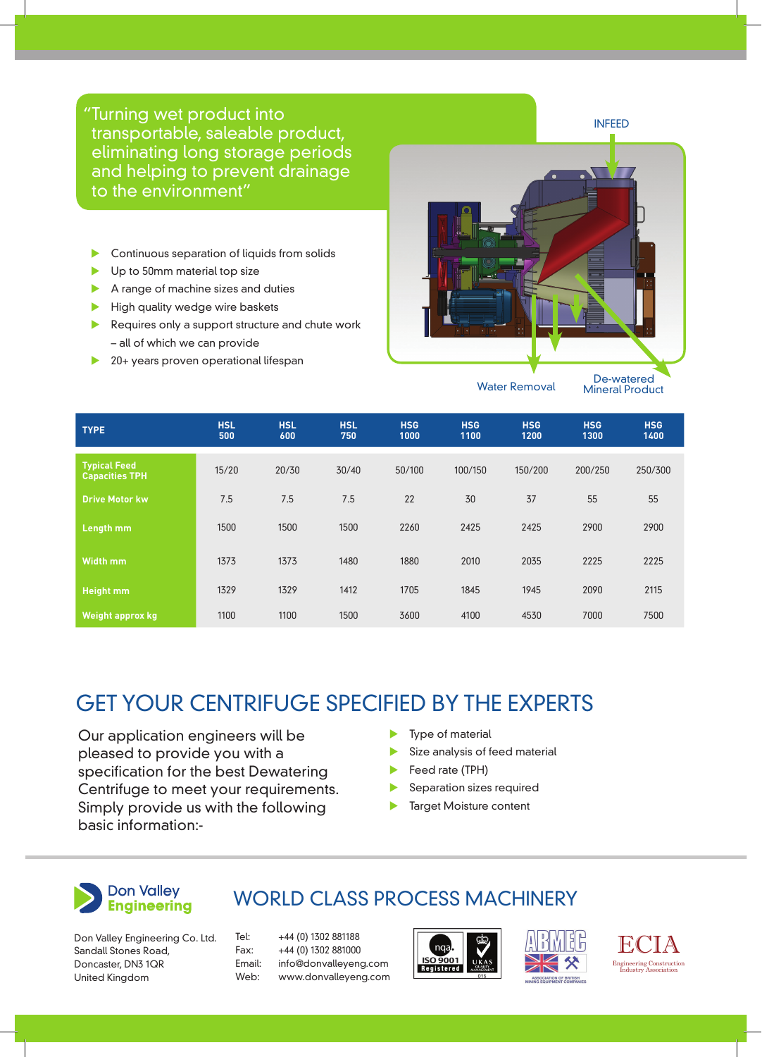"Turning wet product into transportable, saleable product, eliminating long storage periods and helping to prevent drainage to the environment"

- Continuous separation of liquids from solids
- Up to 50mm material top size
- A range of machine sizes and duties
- High quality wedge wire baskets
- Requires only a support structure and chute work – all of which we can provide
- 20+ years proven operational lifespan

INFEED

Water Removal

De-watered Mineral Product

| TYPE | HSL 500 | HSL 600 | HSL 750 | HSG 1000 | HSG 1100 | HSG 1200 | HSG 1300 | HSG 1400 |
|---|---|---|---|---|---|---|---|---|
| **Typical Feed Capacities TPH** | 15/20 | 20/30 | 30/40 | 50/100 | 100/150 | 150/200 | 200/250 | 250/300 |
| **Drive Motor kw** | 7.5 | 7.5 | 7.5 | 22 | 30 | 37 | 55 | 55 |
| **Length mm** | 1500 | 1500 | 1500 | 2260 | 2425 | 2425 | 2900 | 2900 |
| **Width mm** | 1373 | 1373 | 1480 | 1880 | 2010 | 2035 | 2225 | 2225 |
| **Height mm** | 1329 | 1329 | 1412 | 1705 | 1845 | 1945 | 2090 | 2115 |
| **Weight approx kg** | 1100 | 1100 | 1500 | 3600 | 4100 | 4530 | 7000 | 7500 |

## GET YOUR CENTRIFUGE SPECIFIED BY THE EXPERTS

Our application engineers will be pleased to provide you with a specification for the best Dewatering Centrifuge to meet your requirements. Simply provide us with the following basic information:-

- Type of material
- Size analysis of feed material
- Feed rate (TPH)
- Separation sizes required
- Target Moisture content

Don Valley Engineering

## WORLD CLASS PROCESS MACHINERY

Don Valley Engineering Co. Ltd.
Sandall Stones Road,
Doncaster, DN3 1QR
United Kingdom

Tel: +44 (0) 1302 881188
Fax: +44 (0) 1302 881000
Email: info@donvalleyeng.com
Web: www.donvalleyeng.com

nqa. ISO 9001 Registered | UKAS Quality Management 015 | ABMEC Association of British Mining Equipment Companies | ECIA Engineering Construction Industry Association